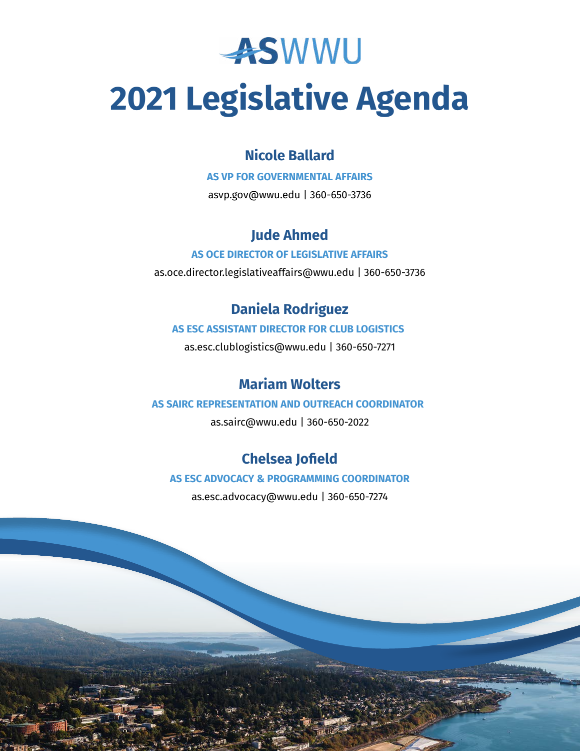# ASWWU

# 2021 Legislative Agenda

### Nicole Ballard

**AS VP FOR GOVERNMENTAL AFFAIRS**

asvp.gov@wwu.edu | 360-650-3736

### Jude Ahmed

**AS OCE DIRECTOR OF LEGISLATIVE AFFAIRS**

as.oce.director.legislativeaffairs@wwu.edu | 360-650-3736

### Daniela Rodriguez

**AS ESC ASSISTANT DIRECTOR FOR CLUB LOGISTICS**

as.esc.clublogistics@wwu.edu | 360-650-7271

### Mariam Wolters

**AS SAIRC REPRESENTATION AND OUTREACH COORDINATOR**

as.sairc@wwu.edu | 360-650-2022

### Chelsea Jofield

**AS ESC ADVOCACY & PROGRAMMING COORDINATOR**

as.esc.advocacy@wwu.edu | 360-650-7274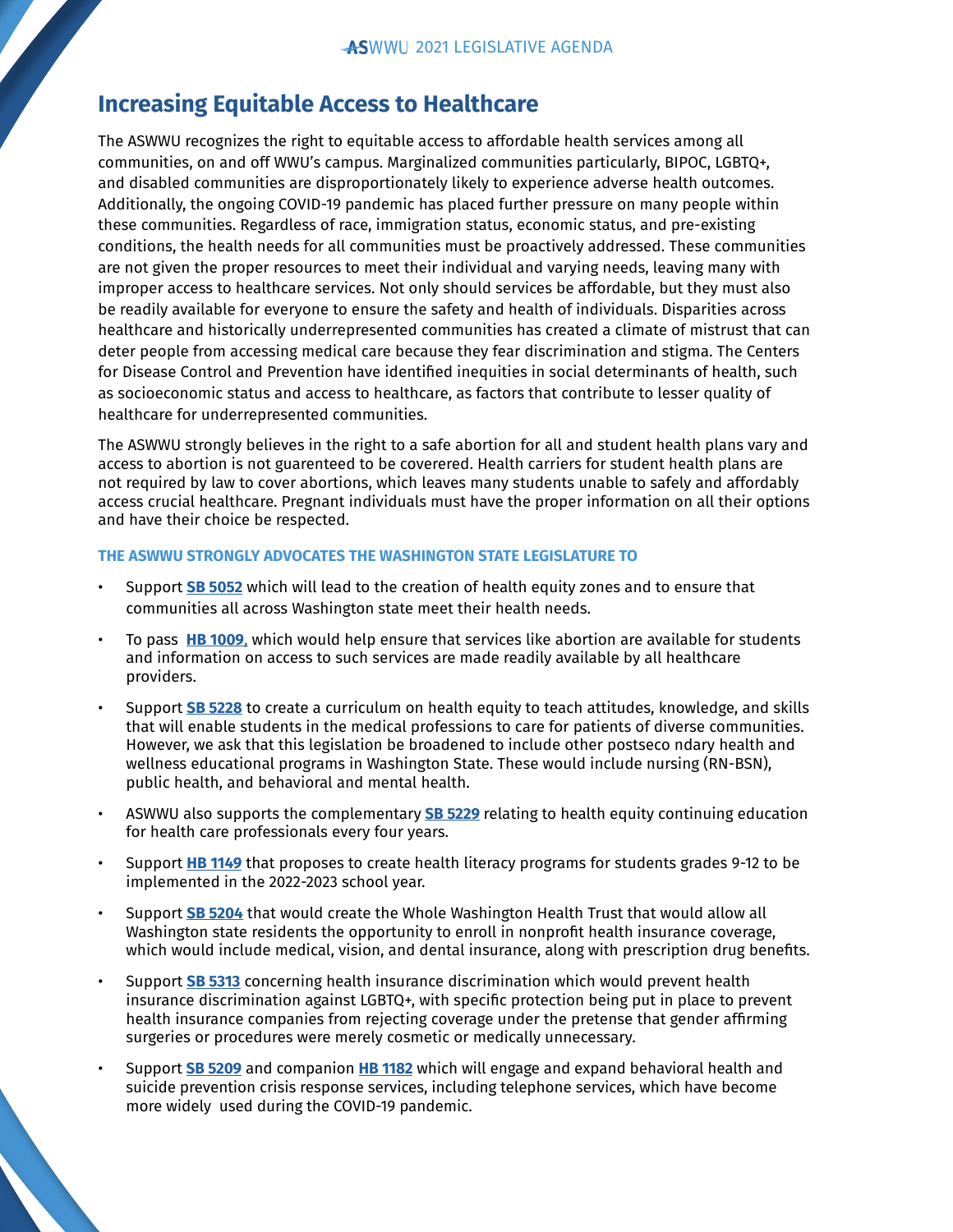## Increasing Equitable Access to Healthcare

The ASWWU recognizes the right to equitable access to affordable health services among all communities, on and off WWU's campus. Marginalized communities particularly, BIPOC, LGBTQ+, and disabled communities are disproportionately likely to experience adverse health outcomes. Additionally, the ongoing COVID-19 pandemic has placed further pressure on many people within these communities. Regardless of race, immigration status, economic status, and pre-existing conditions, the health needs for all communities must be proactively addressed. These communities are not given the proper resources to meet their individual and varying needs, leaving many with improper access to healthcare services. Not only should services be affordable, but they must also be readily available for everyone to ensure the safety and health of individuals. Disparities across healthcare and historically underrepresented communities has created a climate of mistrust that can deter people from accessing medical care because they fear discrimination and stigma. The Centers for Disease Control and Prevention have identified inequities in social determinants of health, such as socioeconomic status and access to healthcare, as factors that contribute to lesser quality of healthcare for underrepresented communities.

The ASWWU strongly believes in the right to a safe abortion for all and student health plans vary and access to abortion is not guarenteed to be coverered. Health carriers for student health plans are not required by law to cover abortions, which leaves many students unable to safely and affordably access crucial healthcare. Pregnant individuals must have the proper information on all their options and have their choice be respected.

**THE ASWWU STRONGLY ADVOCATES THE WASHINGTON STATE LEGISLATURE TO**

- Support **SB 5052** which will lead to the creation of health equity zones and to ensure that communities all across Washington state meet their health needs.
- To pass **HB 1009**, which would help ensure that services like abortion are available for students and information on access to such services are made readily available by all healthcare providers.
- Support **SB 5228** to create a curriculum on health equity to teach attitudes, knowledge, and skills that will enable students in the medical professions to care for patients of diverse communities. However, we ask that this legislation be broadened to include other postseco ndary health and wellness educational programs in Washington State. These would include nursing (RN-BSN), public health, and behavioral and mental health.
- ASWWU also supports the complementary **SB 5229** relating to health equity continuing education for health care professionals every four years.
- Support **HB 1149** that proposes to create health literacy programs for students grades 9-12 to be implemented in the 2022-2023 school year.
- Support **SB 5204** that would create the Whole Washington Health Trust that would allow all Washington state residents the opportunity to enroll in nonprofit health insurance coverage, which would include medical, vision, and dental insurance, along with prescription drug benefits.
- Support **SB 5313** concerning health insurance discrimination which would prevent health insurance discrimination against LGBTQ+, with specific protection being put in place to prevent health insurance companies from rejecting coverage under the pretense that gender affirming surgeries or procedures were merely cosmetic or medically unnecessary.
- Support **SB 5209** and companion **HB 1182** which will engage and expand behavioral health and suicide prevention crisis response services, including telephone services, which have become more widely used during the COVID-19 pandemic.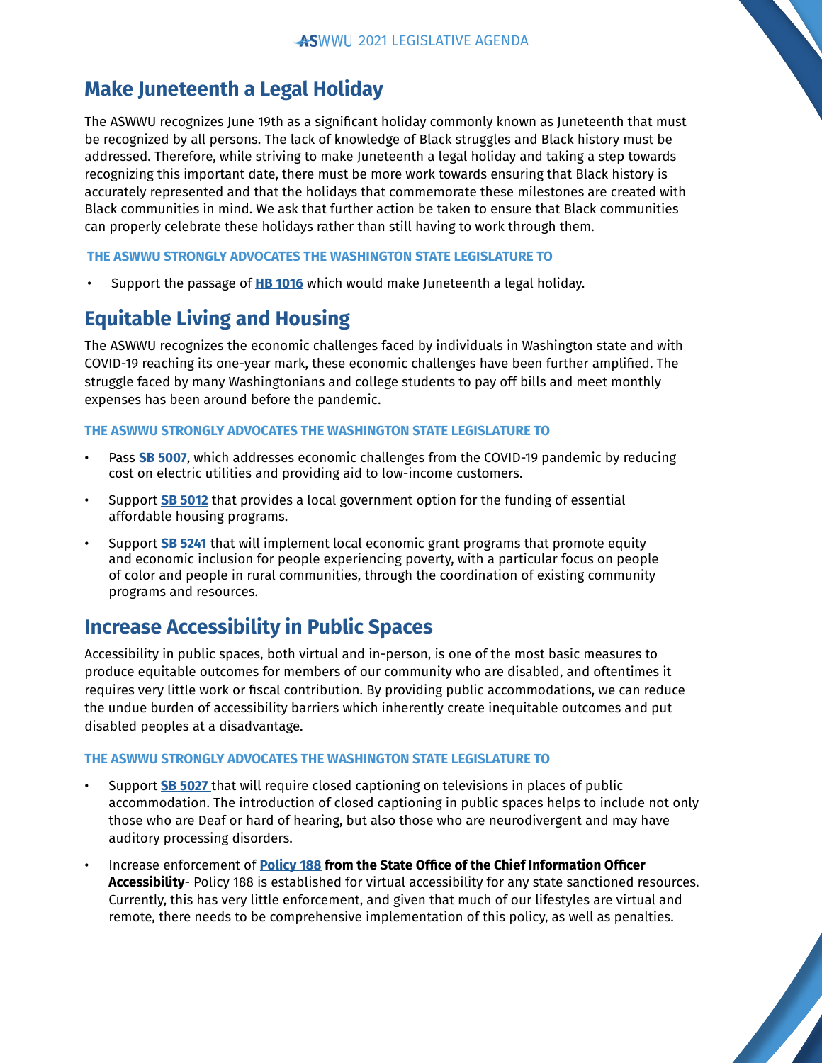## Make Juneteenth a Legal Holiday

The ASWWU recognizes June 19th as a significant holiday commonly known as Juneteenth that must be recognized by all persons. The lack of knowledge of Black struggles and Black history must be addressed. Therefore, while striving to make Juneteenth a legal holiday and taking a step towards recognizing this important date, there must be more work towards ensuring that Black history is accurately represented and that the holidays that commemorate these milestones are created with Black communities in mind. We ask that further action be taken to ensure that Black communities can properly celebrate these holidays rather than still having to work through them.

**THE ASWWU STRONGLY ADVOCATES THE WASHINGTON STATE LEGISLATURE TO**

- Support the passage of **HB 1016** which would make Juneteenth a legal holiday.

## Equitable Living and Housing

The ASWWU recognizes the economic challenges faced by individuals in Washington state and with COVID-19 reaching its one-year mark, these economic challenges have been further amplified. The struggle faced by many Washingtonians and college students to pay off bills and meet monthly expenses has been around before the pandemic.

**THE ASWWU STRONGLY ADVOCATES THE WASHINGTON STATE LEGISLATURE TO**

- Pass **SB 5007**, which addresses economic challenges from the COVID-19 pandemic by reducing cost on electric utilities and providing aid to low-income customers.
- Support **SB 5012** that provides a local government option for the funding of essential affordable housing programs.
- Support **SB 5241** that will implement local economic grant programs that promote equity and economic inclusion for people experiencing poverty, with a particular focus on people of color and people in rural communities, through the coordination of existing community programs and resources.

## Increase Accessibility in Public Spaces

Accessibility in public spaces, both virtual and in-person, is one of the most basic measures to produce equitable outcomes for members of our community who are disabled, and oftentimes it requires very little work or fiscal contribution. By providing public accommodations, we can reduce the undue burden of accessibility barriers which inherently create inequitable outcomes and put disabled peoples at a disadvantage.

**THE ASWWU STRONGLY ADVOCATES THE WASHINGTON STATE LEGISLATURE TO**

- Support **SB 5027** that will require closed captioning on televisions in places of public accommodation. The introduction of closed captioning in public spaces helps to include not only those who are Deaf or hard of hearing, but also those who are neurodivergent and may have auditory processing disorders.
- Increase enforcement of **Policy 188 from the State Office of the Chief Information Officer Accessibility**- Policy 188 is established for virtual accessibility for any state sanctioned resources. Currently, this has very little enforcement, and given that much of our lifestyles are virtual and remote, there needs to be comprehensive implementation of this policy, as well as penalties.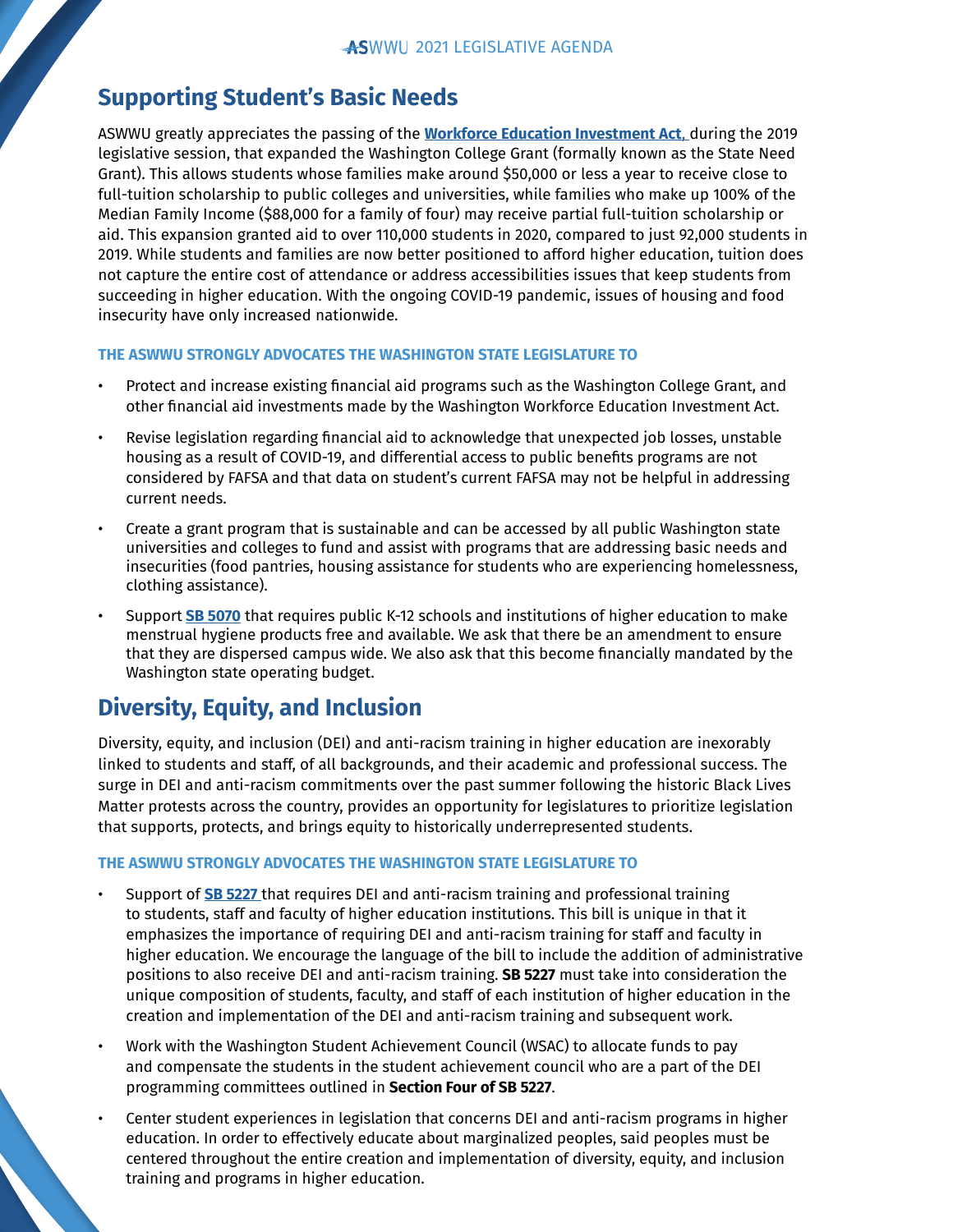## Supporting Student's Basic Needs

ASWWU greatly appreciates the passing of the **Workforce Education Investment Act,** during the 2019 legislative session, that expanded the Washington College Grant (formally known as the State Need Grant). This allows students whose families make around $50,000 or less a year to receive close to full-tuition scholarship to public colleges and universities, while families who make up 100% of the Median Family Income ($88,000 for a family of four) may receive partial full-tuition scholarship or aid. This expansion granted aid to over 110,000 students in 2020, compared to just 92,000 students in 2019. While students and families are now better positioned to afford higher education, tuition does not capture the entire cost of attendance or address accessibilities issues that keep students from succeeding in higher education. With the ongoing COVID-19 pandemic, issues of housing and food insecurity have only increased nationwide.

**THE ASWWU STRONGLY ADVOCATES THE WASHINGTON STATE LEGISLATURE TO**

- Protect and increase existing financial aid programs such as the Washington College Grant, and other financial aid investments made by the Washington Workforce Education Investment Act.
- Revise legislation regarding financial aid to acknowledge that unexpected job losses, unstable housing as a result of COVID-19, and differential access to public benefits programs are not considered by FAFSA and that data on student's current FAFSA may not be helpful in addressing current needs.
- Create a grant program that is sustainable and can be accessed by all public Washington state universities and colleges to fund and assist with programs that are addressing basic needs and insecurities (food pantries, housing assistance for students who are experiencing homelessness, clothing assistance).
- Support **SB 5070** that requires public K-12 schools and institutions of higher education to make menstrual hygiene products free and available. We ask that there be an amendment to ensure that they are dispersed campus wide. We also ask that this become financially mandated by the Washington state operating budget.

## Diversity, Equity, and Inclusion

Diversity, equity, and inclusion (DEI) and anti-racism training in higher education are inexorably linked to students and staff, of all backgrounds, and their academic and professional success. The surge in DEI and anti-racism commitments over the past summer following the historic Black Lives Matter protests across the country, provides an opportunity for legislatures to prioritize legislation that supports, protects, and brings equity to historically underrepresented students.

**THE ASWWU STRONGLY ADVOCATES THE WASHINGTON STATE LEGISLATURE TO**

- Support of **SB 5227** that requires DEI and anti-racism training and professional training to students, staff and faculty of higher education institutions. This bill is unique in that it emphasizes the importance of requiring DEI and anti-racism training for staff and faculty in higher education. We encourage the language of the bill to include the addition of administrative positions to also receive DEI and anti-racism training. **SB 5227** must take into consideration the unique composition of students, faculty, and staff of each institution of higher education in the creation and implementation of the DEI and anti-racism training and subsequent work.
- Work with the Washington Student Achievement Council (WSAC) to allocate funds to pay and compensate the students in the student achievement council who are a part of the DEI programming committees outlined in **Section Four of SB 5227**.
- Center student experiences in legislation that concerns DEI and anti-racism programs in higher education. In order to effectively educate about marginalized peoples, said peoples must be centered throughout the entire creation and implementation of diversity, equity, and inclusion training and programs in higher education.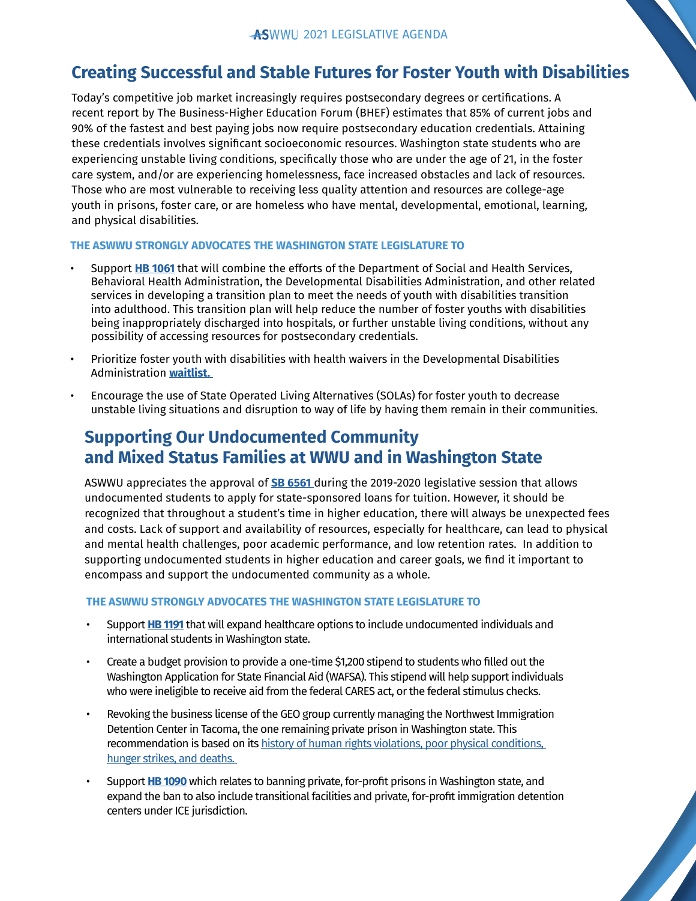## Creating Successful and Stable Futures for Foster Youth with Disabilities

Today's competitive job market increasingly requires postsecondary degrees or certifications. A recent report by The Business-Higher Education Forum (BHEF) estimates that 85% of current jobs and 90% of the fastest and best paying jobs now require postsecondary education credentials. Attaining these credentials involves significant socioeconomic resources. Washington state students who are experiencing unstable living conditions, specifically those who are under the age of 21, in the foster care system, and/or are experiencing homelessness, face increased obstacles and lack of resources. Those who are most vulnerable to receiving less quality attention and resources are college-age youth in prisons, foster care, or are homeless who have mental, developmental, emotional, learning, and physical disabilities.

**THE ASWWU STRONGLY ADVOCATES THE WASHINGTON STATE LEGISLATURE TO**

- Support **HB 1061** that will combine the efforts of the Department of Social and Health Services, Behavioral Health Administration, the Developmental Disabilities Administration, and other related services in developing a transition plan to meet the needs of youth with disabilities transition into adulthood. This transition plan will help reduce the number of foster youths with disabilities being inappropriately discharged into hospitals, or further unstable living conditions, without any possibility of accessing resources for postsecondary credentials.
- Prioritize foster youth with disabilities with health waivers in the Developmental Disabilities Administration **waitlist.**
- Encourage the use of State Operated Living Alternatives (SOLAs) for foster youth to decrease unstable living situations and disruption to way of life by having them remain in their communities.

## Supporting Our Undocumented Community and Mixed Status Families at WWU and in Washington State

ASWWU appreciates the approval of **SB 6561** during the 2019-2020 legislative session that allows undocumented students to apply for state-sponsored loans for tuition. However, it should be recognized that throughout a student's time in higher education, there will always be unexpected fees and costs. Lack of support and availability of resources, especially for healthcare, can lead to physical and mental health challenges, poor academic performance, and low retention rates. In addition to supporting undocumented students in higher education and career goals, we find it important to encompass and support the undocumented community as a whole.

**THE ASWWU STRONGLY ADVOCATES THE WASHINGTON STATE LEGISLATURE TO**

- Support **HB 1191** that will expand healthcare options to include undocumented individuals and international students in Washington state.
- Create a budget provision to provide a one-time $1,200 stipend to students who filled out the Washington Application for State Financial Aid (WAFSA). This stipend will help support individuals who were ineligible to receive aid from the federal CARES act, or the federal stimulus checks.
- Revoking the business license of the GEO group currently managing the Northwest Immigration Detention Center in Tacoma, the one remaining private prison in Washington state. This recommendation is based on its history of human rights violations, poor physical conditions, hunger strikes, and deaths.
- Support **HB 1090** which relates to banning private, for-profit prisons in Washington state, and expand the ban to also include transitional facilities and private, for-profit immigration detention centers under ICE jurisdiction.